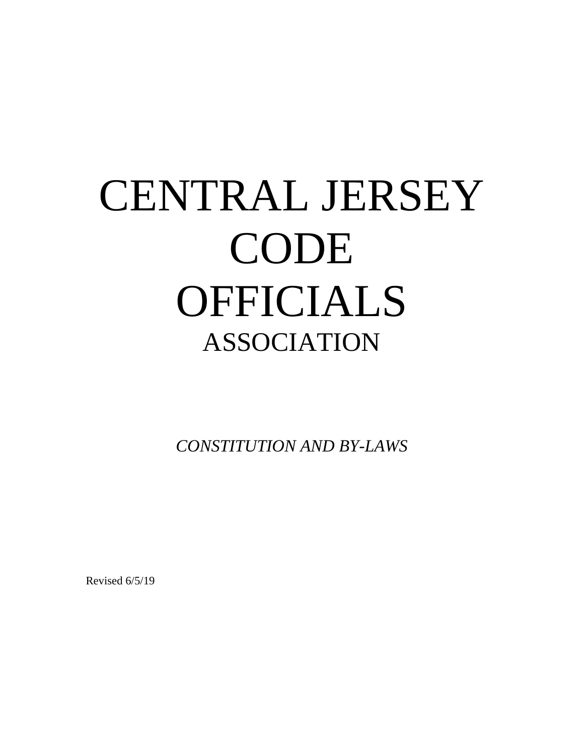# CENTRAL JERSEY CODE OFFICIALS

## ASSOCIATION

*CONSTITUTION AND BY-LAWS*

Revised 6/5/19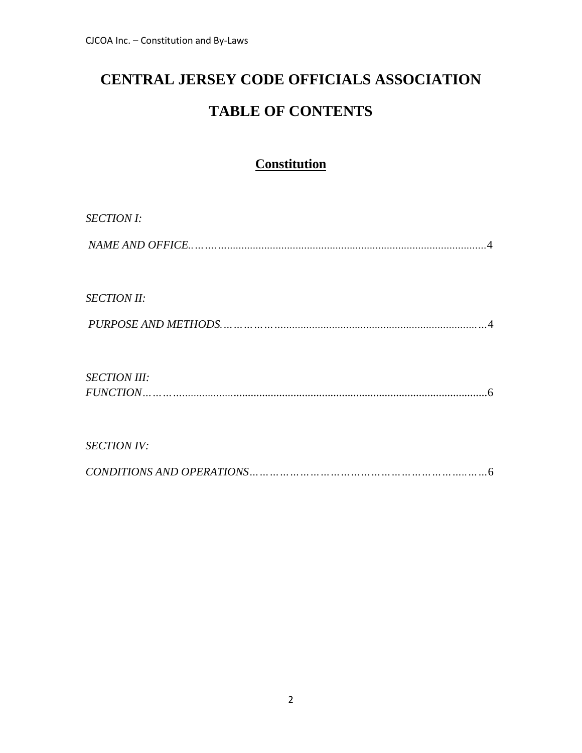# CENTRAL JERSEY CODE OFFICIALS ASSOCIATION

# TABLE OF CONTENTS

## Constitution

*SECTION I:*

*NAME AND OFFICE*……..........................................................................................4

*SECTION II:*

*PURPOSE AND METHODS*…………….........................................................................…4

*SECTION III:*
*FUNCTION*………...........................................................................................................6

*SECTION IV:*

*CONDITIONS AND OPERATIONS*……………………………………………………..……6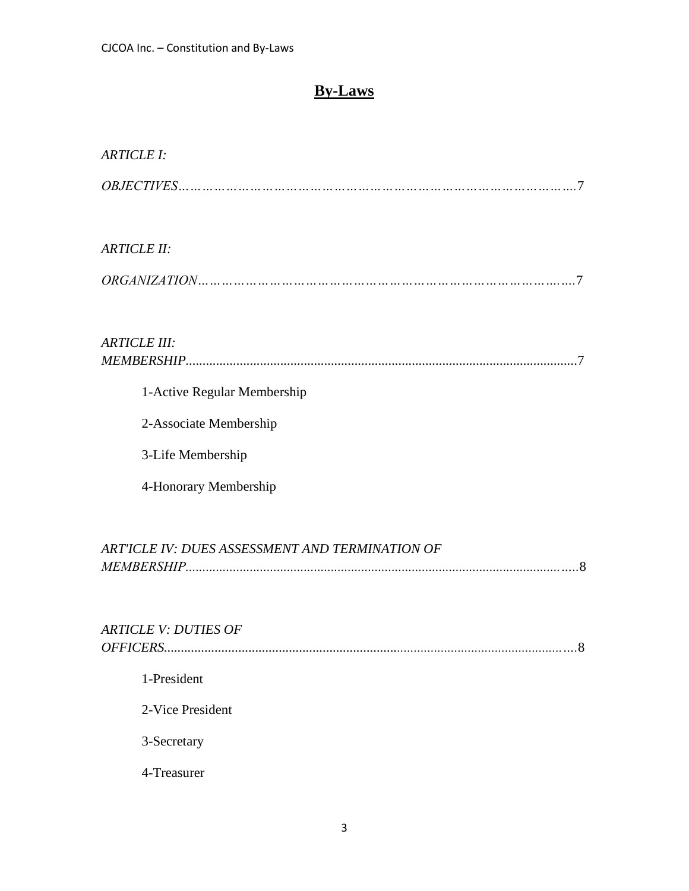# By-Laws

*ARTICLE I:*

*OBJECTIVES*……………………………………………………………………………….7

*ARTICLE II:*

*ORGANIZATION*……………………………………………………………………….….7

*ARTICLE III:*
*MEMBERSHIP*...................................................................................................................7

1-Active Regular Membership

2-Associate Membership

3-Life Membership

4-Honorary Membership

*ART'ICLE IV: DUES ASSESSMENT AND TERMINATION OF MEMBERSHIP*................................................................................................................8

*ARTICLE V: DUTIES OF OFFICERS*.......................................................................................................................8

1-President

2-Vice President

3-Secretary

4-Treasurer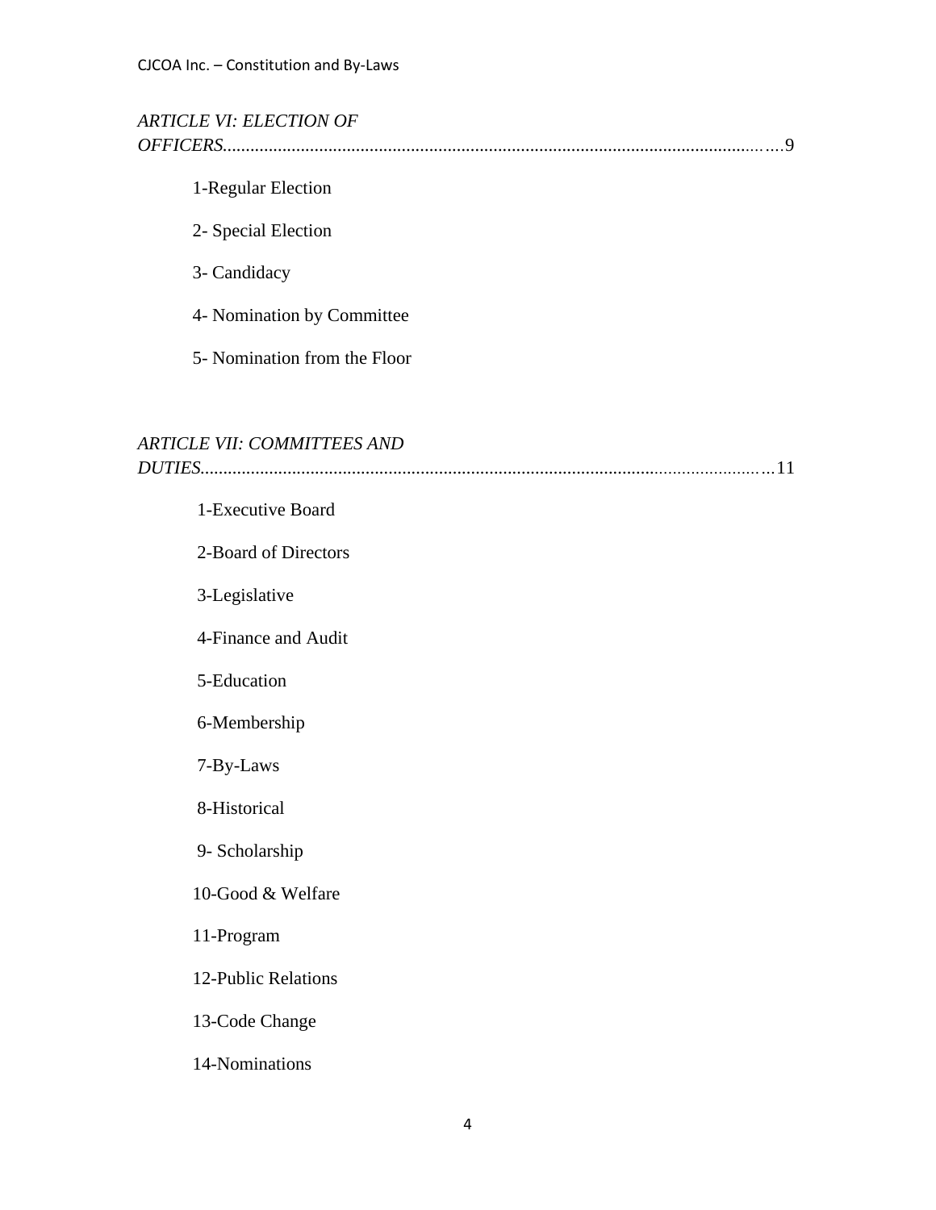*ARTICLE VI: ELECTION OF OFFICERS*......................................................................................................................9

1-Regular Election

2- Special Election

3- Candidacy

4- Nomination by Committee

5- Nomination from the Floor

*ARTICLE VII: COMMITTEES AND DUTIES*..........................................................................................................................11

1-Executive Board

2-Board of Directors

3-Legislative

4-Finance and Audit

5-Education

6-Membership

7-By-Laws

8-Historical

9- Scholarship

10-Good & Welfare

11-Program

12-Public Relations

13-Code Change

14-Nominations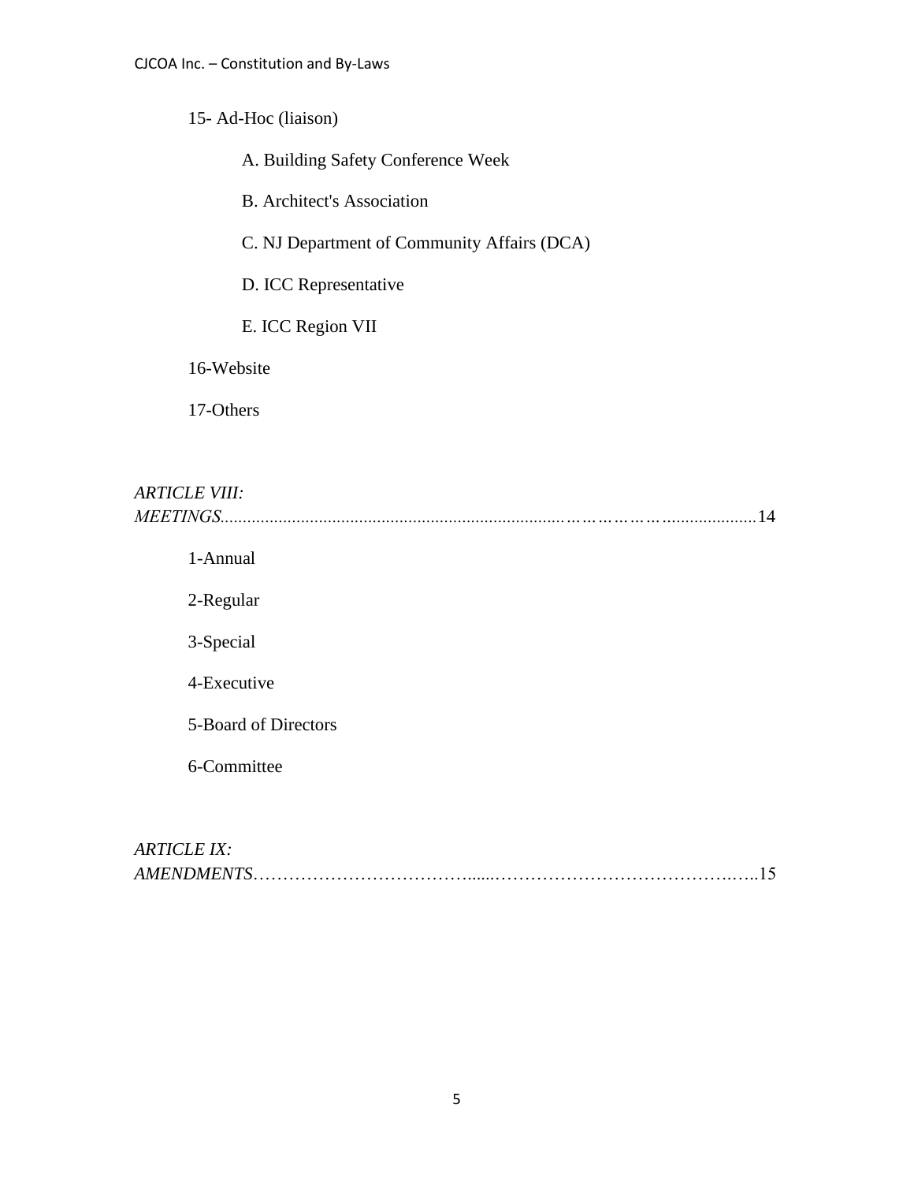15- Ad-Hoc (liaison)

A. Building Safety Conference Week

B. Architect's Association

C. NJ Department of Community Affairs (DCA)

D. ICC Representative

E. ICC Region VII

16-Website

17-Others

*ARTICLE VIII: MEETINGS*..........................................................................…………………....................14

1-Annual

2-Regular

3-Special

4-Executive

5-Board of Directors

6-Committee

*ARTICLE IX: AMENDMENTS*………………………………......……………………………………..…..15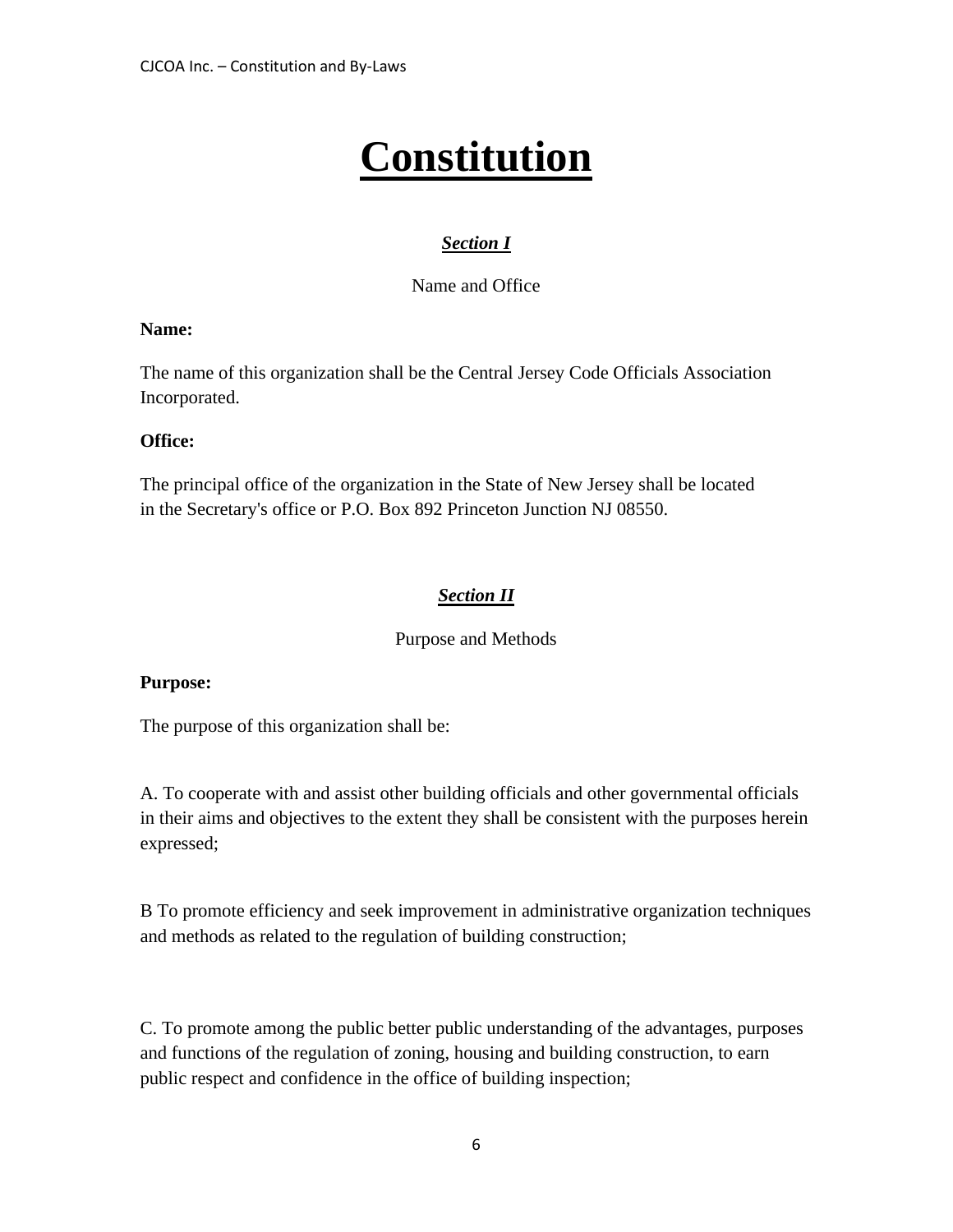# Constitution

## *Section I*

Name and Office

**Name:**

The name of this organization shall be the Central Jersey Code Officials Association Incorporated.

**Office:**

The principal office of the organization in the State of New Jersey shall be located in the Secretary's office or P.O. Box 892 Princeton Junction NJ 08550.

## *Section II*

Purpose and Methods

**Purpose:**

The purpose of this organization shall be:

A. To cooperate with and assist other building officials and other governmental officials in their aims and objectives to the extent they shall be consistent with the purposes herein expressed;

B To promote efficiency and seek improvement in administrative organization techniques and methods as related to the regulation of building construction;

C. To promote among the public better public understanding of the advantages, purposes and functions of the regulation of zoning, housing and building construction, to earn public respect and confidence in the office of building inspection;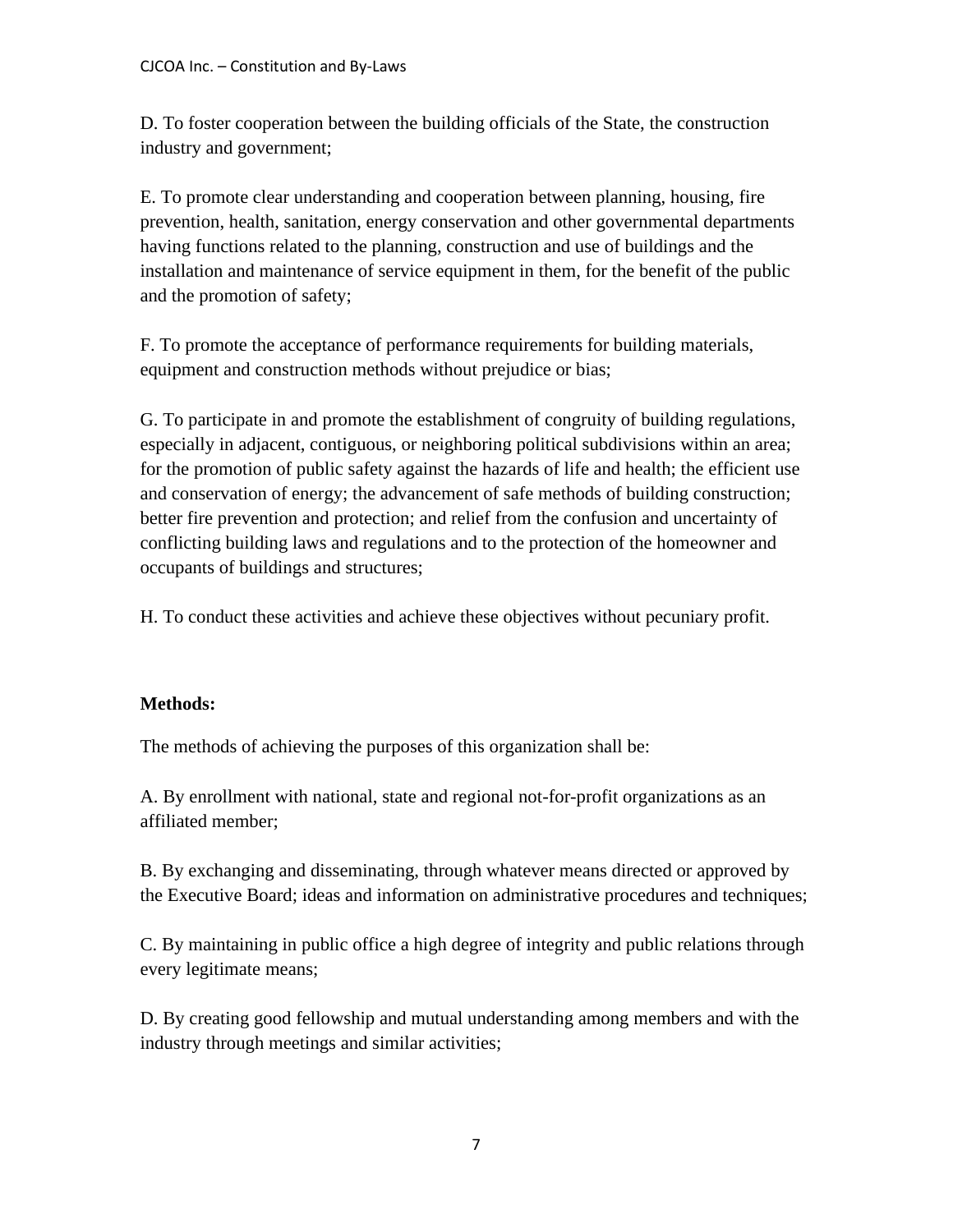D. To foster cooperation between the building officials of the State, the construction industry and government;

E. To promote clear understanding and cooperation between planning, housing, fire prevention, health, sanitation, energy conservation and other governmental departments having functions related to the planning, construction and use of buildings and the installation and maintenance of service equipment in them, for the benefit of the public and the promotion of safety;

F. To promote the acceptance of performance requirements for building materials, equipment and construction methods without prejudice or bias;

G. To participate in and promote the establishment of congruity of building regulations, especially in adjacent, contiguous, or neighboring political subdivisions within an area; for the promotion of public safety against the hazards of life and health; the efficient use and conservation of energy; the advancement of safe methods of building construction; better fire prevention and protection; and relief from the confusion and uncertainty of conflicting building laws and regulations and to the protection of the homeowner and occupants of buildings and structures;

H. To conduct these activities and achieve these objectives without pecuniary profit.

**Methods:**

The methods of achieving the purposes of this organization shall be:

A. By enrollment with national, state and regional not-for-profit organizations as an affiliated member;

B. By exchanging and disseminating, through whatever means directed or approved by the Executive Board; ideas and information on administrative procedures and techniques;

C. By maintaining in public office a high degree of integrity and public relations through every legitimate means;

D. By creating good fellowship and mutual understanding among members and with the industry through meetings and similar activities;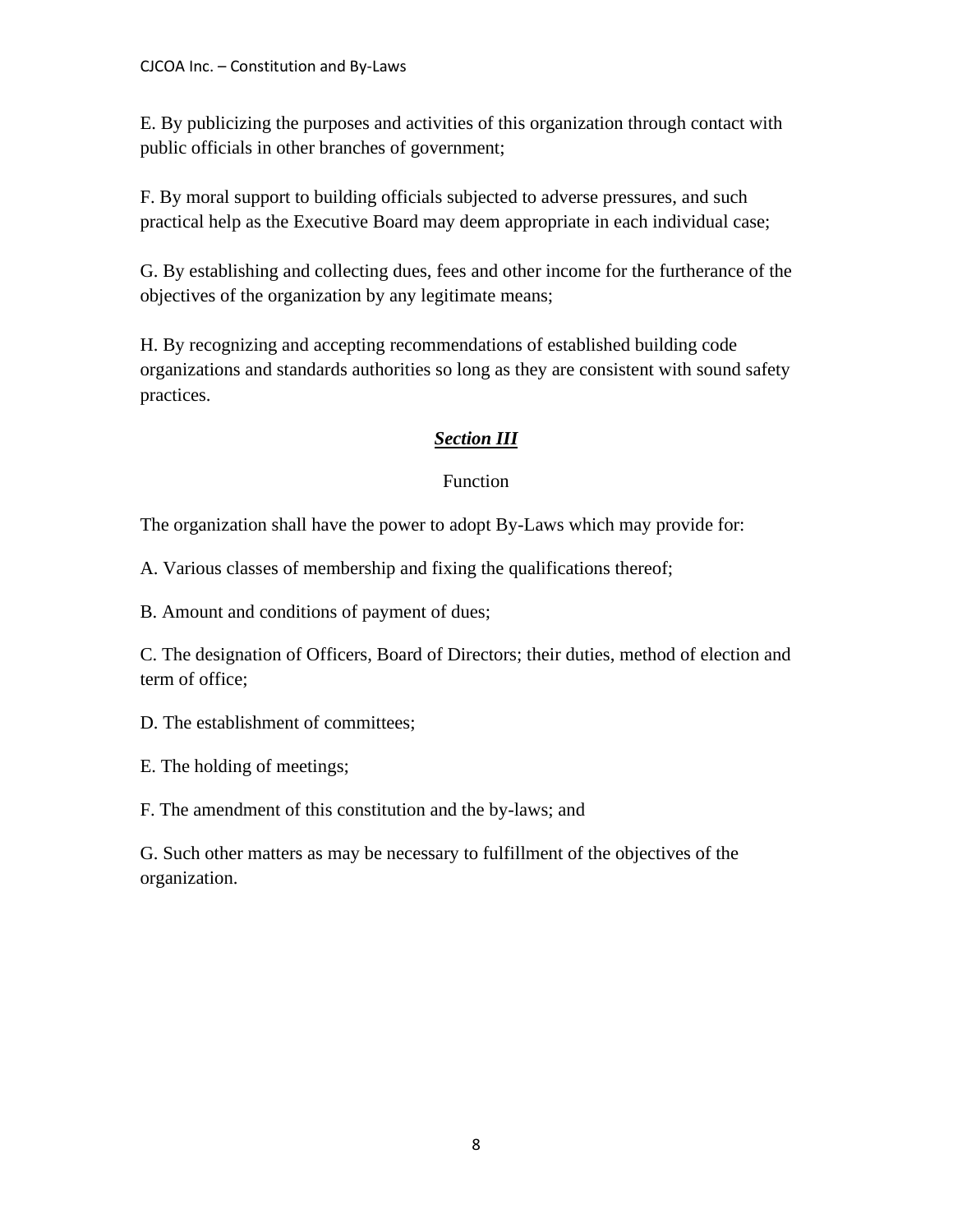E. By publicizing the purposes and activities of this organization through contact with public officials in other branches of government;

F. By moral support to building officials subjected to adverse pressures, and such practical help as the Executive Board may deem appropriate in each individual case;

G. By establishing and collecting dues, fees and other income for the furtherance of the objectives of the organization by any legitimate means;

H. By recognizing and accepting recommendations of established building code organizations and standards authorities so long as they are consistent with sound safety practices.

## ***Section III***

Function

The organization shall have the power to adopt By-Laws which may provide for:

A. Various classes of membership and fixing the qualifications thereof;

B. Amount and conditions of payment of dues;

C. The designation of Officers, Board of Directors; their duties, method of election and term of office;

D. The establishment of committees;

E. The holding of meetings;

F. The amendment of this constitution and the by-laws; and

G. Such other matters as may be necessary to fulfillment of the objectives of the organization.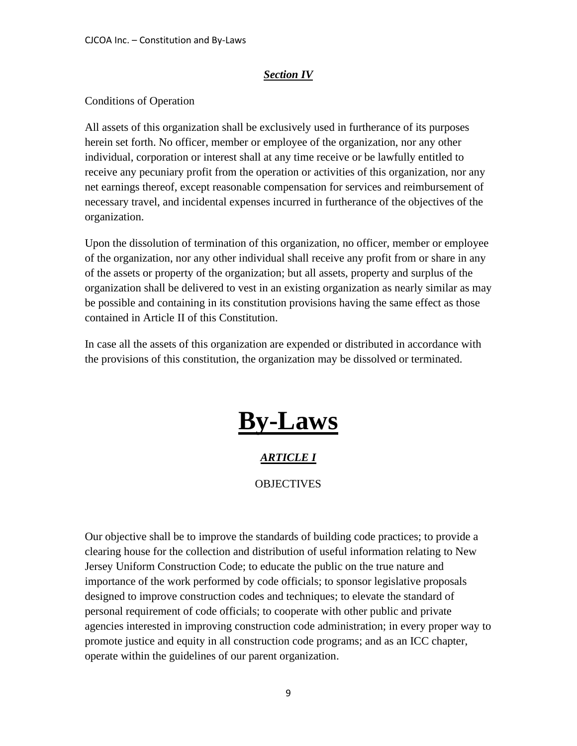***Section IV***

Conditions of Operation

All assets of this organization shall be exclusively used in furtherance of its purposes herein set forth. No officer, member or employee of the organization, nor any other individual, corporation or interest shall at any time receive or be lawfully entitled to receive any pecuniary profit from the operation or activities of this organization, nor any net earnings thereof, except reasonable compensation for services and reimbursement of necessary travel, and incidental expenses incurred in furtherance of the objectives of the organization.

Upon the dissolution of termination of this organization, no officer, member or employee of the organization, nor any other individual shall receive any profit from or share in any of the assets or property of the organization; but all assets, property and surplus of the organization shall be delivered to vest in an existing organization as nearly similar as may be possible and containing in its constitution provisions having the same effect as those contained in Article II of this Constitution.

In case all the assets of this organization are expended or distributed in accordance with the provisions of this constitution, the organization may be dissolved or terminated.

# By-Laws

***ARTICLE I***

OBJECTIVES

Our objective shall be to improve the standards of building code practices; to provide a clearing house for the collection and distribution of useful information relating to New Jersey Uniform Construction Code; to educate the public on the true nature and importance of the work performed by code officials; to sponsor legislative proposals designed to improve construction codes and techniques; to elevate the standard of personal requirement of code officials; to cooperate with other public and private agencies interested in improving construction code administration; in every proper way to promote justice and equity in all construction code programs; and as an ICC chapter, operate within the guidelines of our parent organization.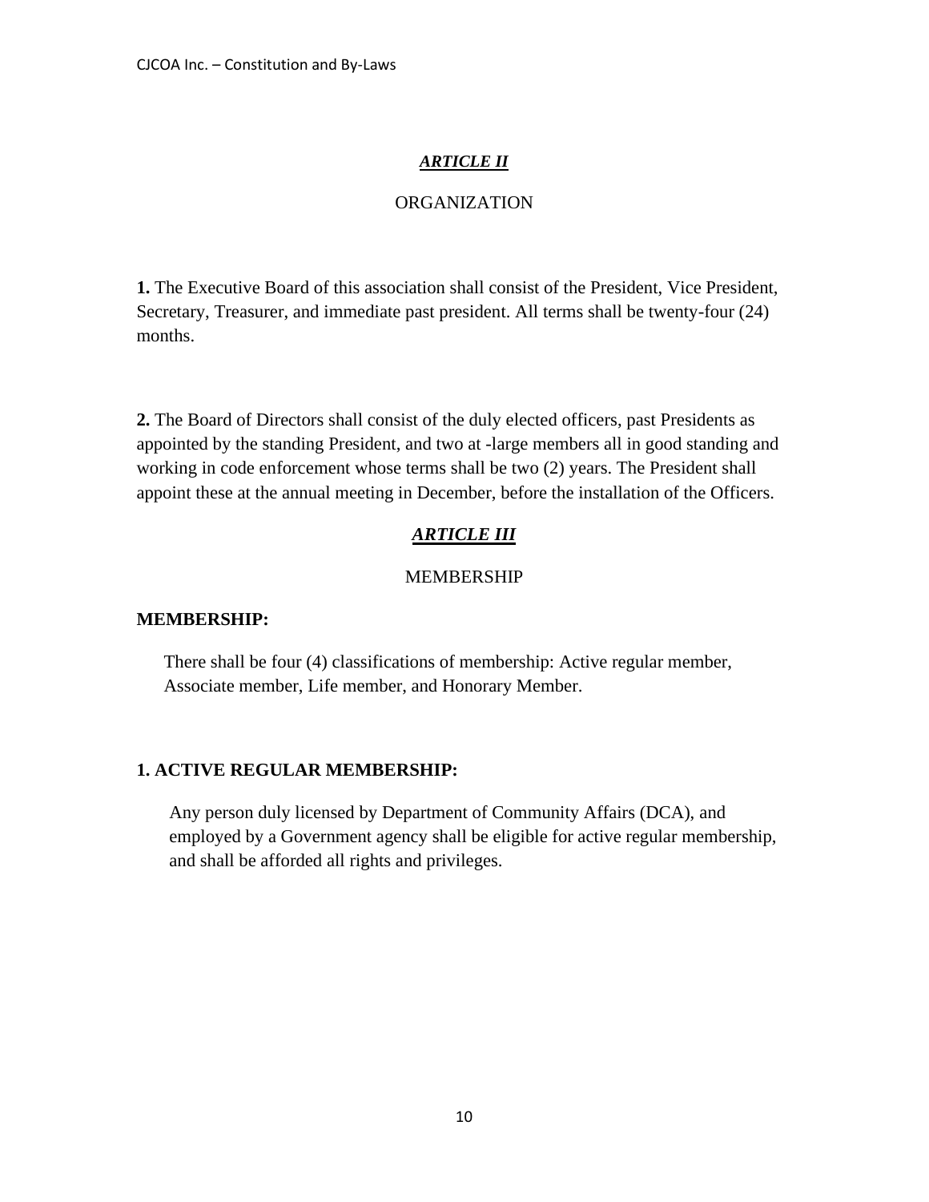## ***ARTICLE II***

ORGANIZATION

**1.** The Executive Board of this association shall consist of the President, Vice President, Secretary, Treasurer, and immediate past president. All terms shall be twenty-four (24) months.

**2.** The Board of Directors shall consist of the duly elected officers, past Presidents as appointed by the standing President, and two at -large members all in good standing and working in code enforcement whose terms shall be two (2) years. The President shall appoint these at the annual meeting in December, before the installation of the Officers.

## ***ARTICLE III***

MEMBERSHIP

**MEMBERSHIP:**

There shall be four (4) classifications of membership: Active regular member, Associate member, Life member, and Honorary Member.

**1. ACTIVE REGULAR MEMBERSHIP:**

Any person duly licensed by Department of Community Affairs (DCA), and employed by a Government agency shall be eligible for active regular membership, and shall be afforded all rights and privileges.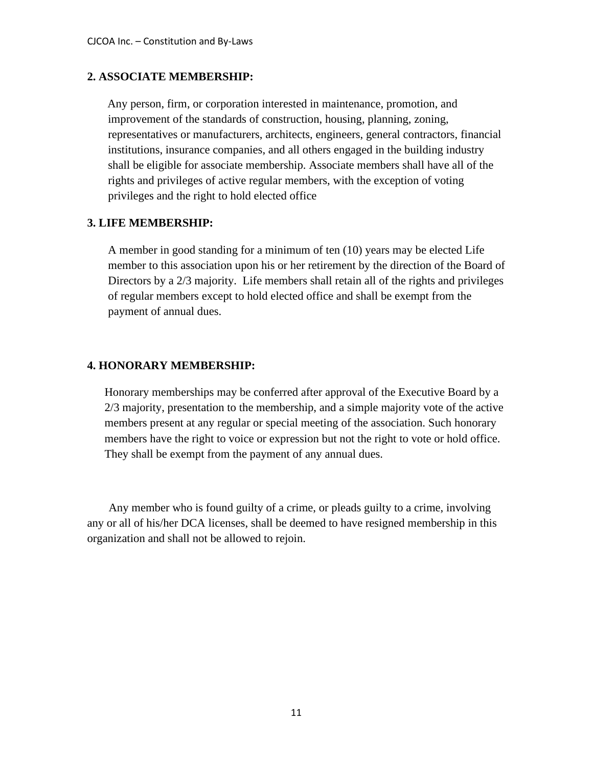**2. ASSOCIATE MEMBERSHIP:**

Any person, firm, or corporation interested in maintenance, promotion, and improvement of the standards of construction, housing, planning, zoning, representatives or manufacturers, architects, engineers, general contractors, financial institutions, insurance companies, and all others engaged in the building industry shall be eligible for associate membership. Associate members shall have all of the rights and privileges of active regular members, with the exception of voting privileges and the right to hold elected office

**3. LIFE MEMBERSHIP:**

A member in good standing for a minimum of ten (10) years may be elected Life member to this association upon his or her retirement by the direction of the Board of Directors by a 2/3 majority. Life members shall retain all of the rights and privileges of regular members except to hold elected office and shall be exempt from the payment of annual dues.

**4. HONORARY MEMBERSHIP:**

Honorary memberships may be conferred after approval of the Executive Board by a 2/3 majority, presentation to the membership, and a simple majority vote of the active members present at any regular or special meeting of the association. Such honorary members have the right to voice or expression but not the right to vote or hold office. They shall be exempt from the payment of any annual dues.

Any member who is found guilty of a crime, or pleads guilty to a crime, involving any or all of his/her DCA licenses, shall be deemed to have resigned membership in this organization and shall not be allowed to rejoin.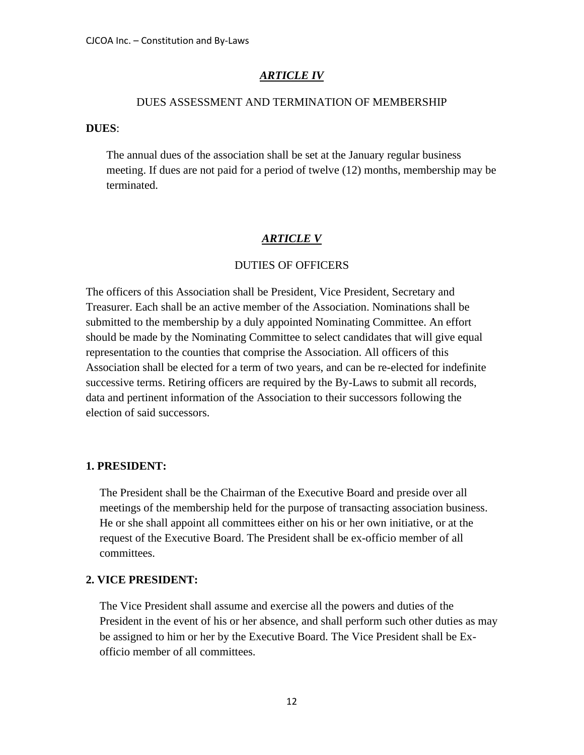## *ARTICLE IV*

DUES ASSESSMENT AND TERMINATION OF MEMBERSHIP

**DUES**:

The annual dues of the association shall be set at the January regular business meeting. If dues are not paid for a period of twelve (12) months, membership may be terminated.

## *ARTICLE V*

DUTIES OF OFFICERS

The officers of this Association shall be President, Vice President, Secretary and Treasurer. Each shall be an active member of the Association. Nominations shall be submitted to the membership by a duly appointed Nominating Committee. An effort should be made by the Nominating Committee to select candidates that will give equal representation to the counties that comprise the Association. All officers of this Association shall be elected for a term of two years, and can be re-elected for indefinite successive terms. Retiring officers are required by the By-Laws to submit all records, data and pertinent information of the Association to their successors following the election of said successors.

**1. PRESIDENT:**

The President shall be the Chairman of the Executive Board and preside over all meetings of the membership held for the purpose of transacting association business. He or she shall appoint all committees either on his or her own initiative, or at the request of the Executive Board. The President shall be ex-officio member of all committees.

**2. VICE PRESIDENT:**

The Vice President shall assume and exercise all the powers and duties of the President in the event of his or her absence, and shall perform such other duties as may be assigned to him or her by the Executive Board. The Vice President shall be Ex-officio member of all committees.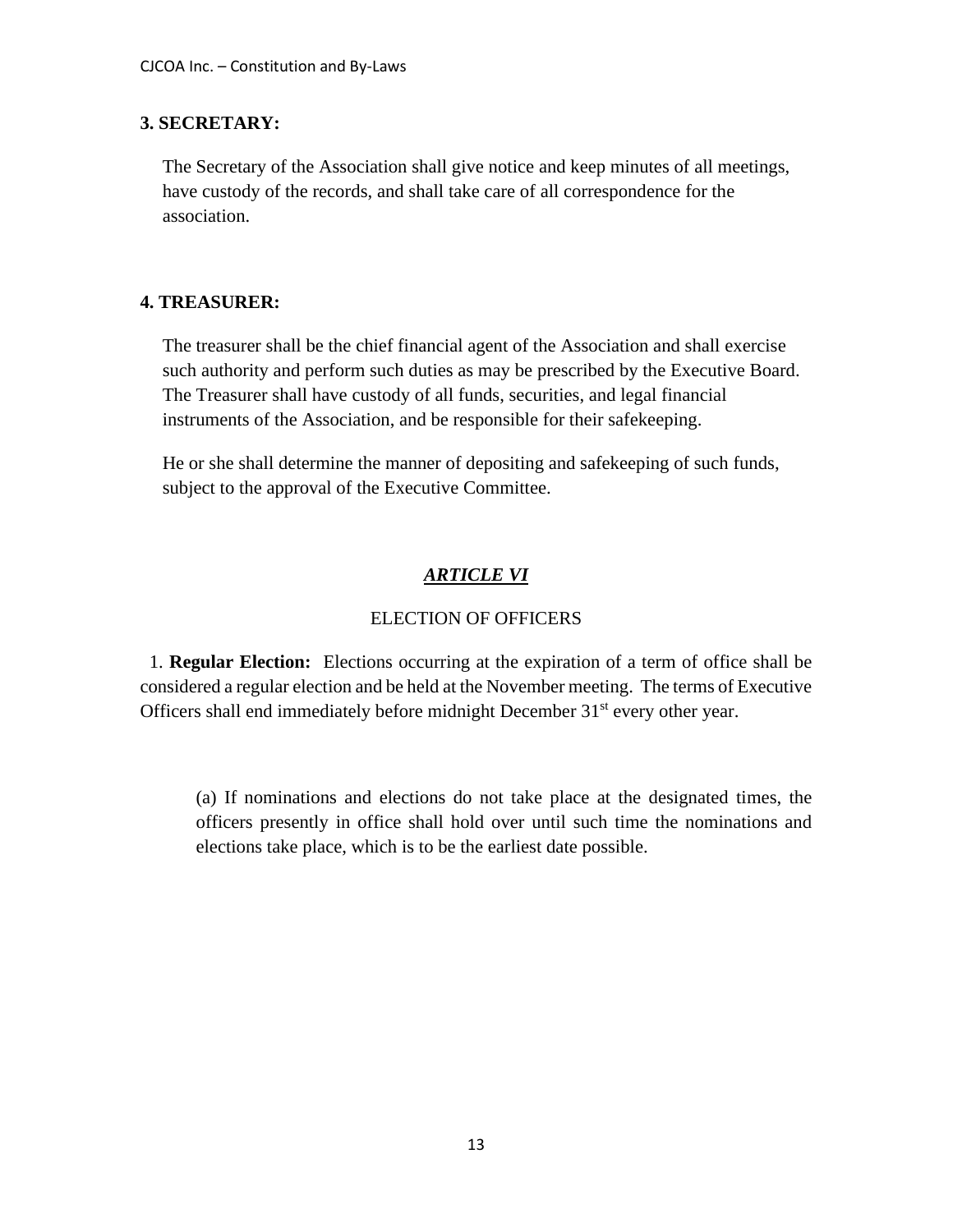### 3. SECRETARY:

The Secretary of the Association shall give notice and keep minutes of all meetings, have custody of the records, and shall take care of all correspondence for the association.

### 4. TREASURER:

The treasurer shall be the chief financial agent of the Association and shall exercise such authority and perform such duties as may be prescribed by the Executive Board. The Treasurer shall have custody of all funds, securities, and legal financial instruments of the Association, and be responsible for their safekeeping.

He or she shall determine the manner of depositing and safekeeping of such funds, subject to the approval of the Executive Committee.

## ***ARTICLE VI***

ELECTION OF OFFICERS

1. **Regular Election:** Elections occurring at the expiration of a term of office shall be considered a regular election and be held at the November meeting. The terms of Executive Officers shall end immediately before midnight December 31st every other year.

   (a) If nominations and elections do not take place at the designated times, the officers presently in office shall hold over until such time the nominations and elections take place, which is to be the earliest date possible.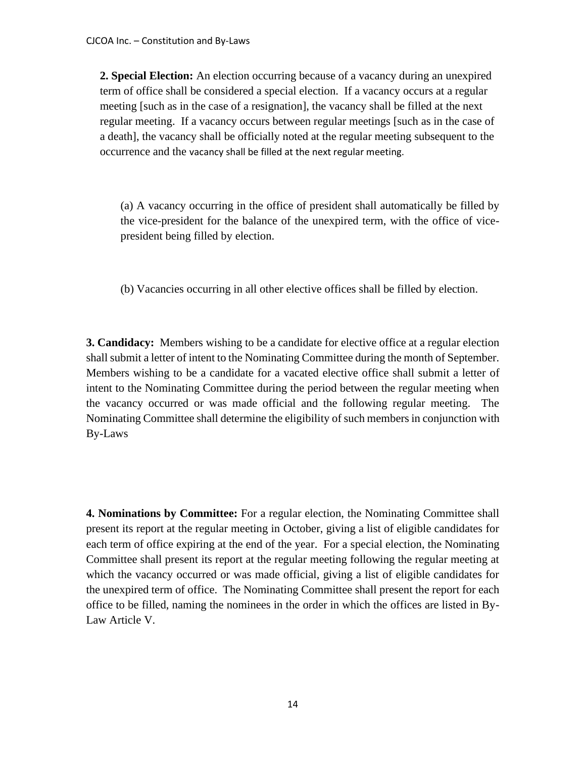**2. Special Election:** An election occurring because of a vacancy during an unexpired term of office shall be considered a special election. If a vacancy occurs at a regular meeting [such as in the case of a resignation], the vacancy shall be filled at the next regular meeting. If a vacancy occurs between regular meetings [such as in the case of a death], the vacancy shall be officially noted at the regular meeting subsequent to the occurrence and the vacancy shall be filled at the next regular meeting.

(a) A vacancy occurring in the office of president shall automatically be filled by the vice-president for the balance of the unexpired term, with the office of vice-president being filled by election.

(b) Vacancies occurring in all other elective offices shall be filled by election.

**3. Candidacy:** Members wishing to be a candidate for elective office at a regular election shall submit a letter of intent to the Nominating Committee during the month of September. Members wishing to be a candidate for a vacated elective office shall submit a letter of intent to the Nominating Committee during the period between the regular meeting when the vacancy occurred or was made official and the following regular meeting. The Nominating Committee shall determine the eligibility of such members in conjunction with By-Laws

**4. Nominations by Committee:** For a regular election, the Nominating Committee shall present its report at the regular meeting in October, giving a list of eligible candidates for each term of office expiring at the end of the year. For a special election, the Nominating Committee shall present its report at the regular meeting following the regular meeting at which the vacancy occurred or was made official, giving a list of eligible candidates for the unexpired term of office. The Nominating Committee shall present the report for each office to be filled, naming the nominees in the order in which the offices are listed in By-Law Article V.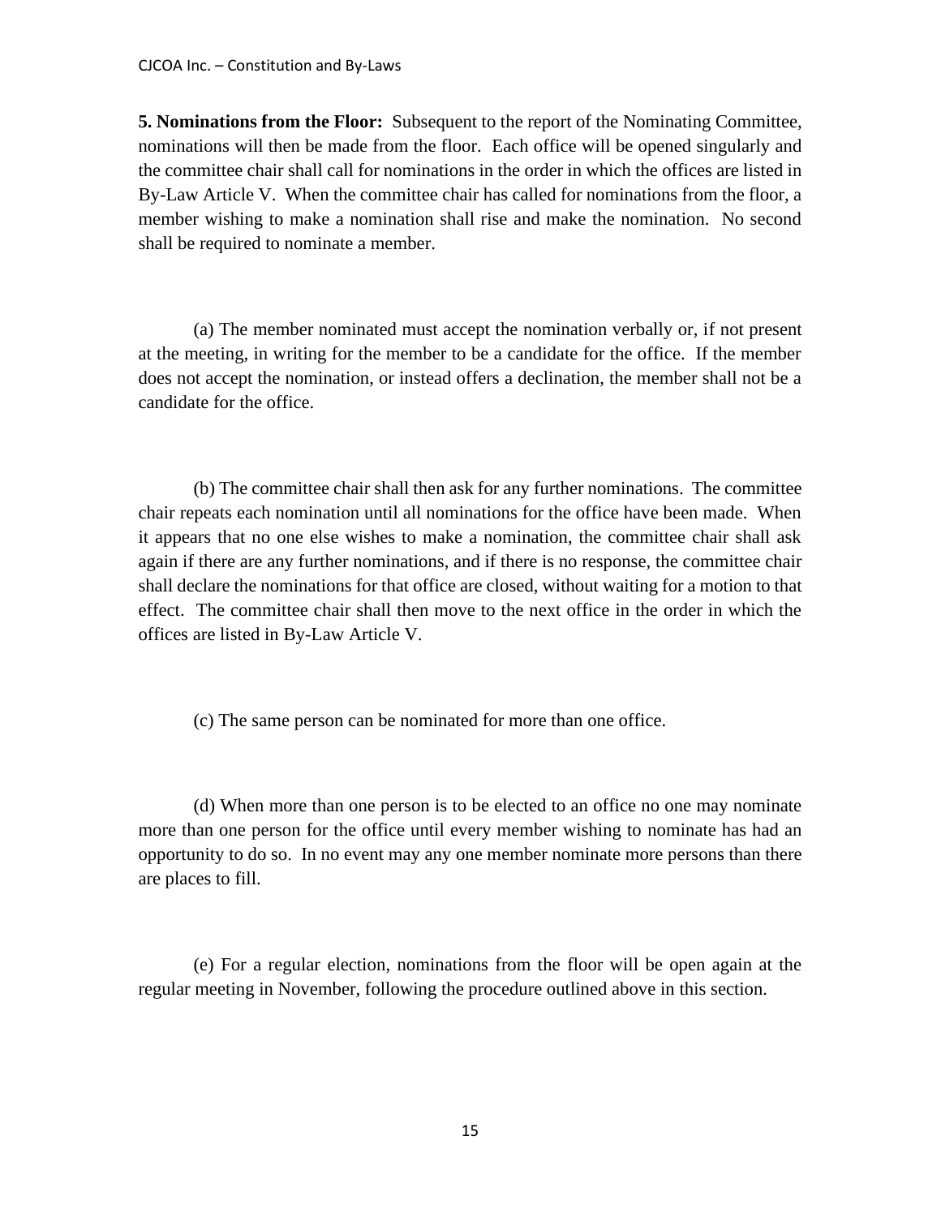**5. Nominations from the Floor:** Subsequent to the report of the Nominating Committee, nominations will then be made from the floor. Each office will be opened singularly and the committee chair shall call for nominations in the order in which the offices are listed in By-Law Article V. When the committee chair has called for nominations from the floor, a member wishing to make a nomination shall rise and make the nomination. No second shall be required to nominate a member.

(a) The member nominated must accept the nomination verbally or, if not present at the meeting, in writing for the member to be a candidate for the office. If the member does not accept the nomination, or instead offers a declination, the member shall not be a candidate for the office.

(b) The committee chair shall then ask for any further nominations. The committee chair repeats each nomination until all nominations for the office have been made. When it appears that no one else wishes to make a nomination, the committee chair shall ask again if there are any further nominations, and if there is no response, the committee chair shall declare the nominations for that office are closed, without waiting for a motion to that effect. The committee chair shall then move to the next office in the order in which the offices are listed in By-Law Article V.

(c) The same person can be nominated for more than one office.

(d) When more than one person is to be elected to an office no one may nominate more than one person for the office until every member wishing to nominate has had an opportunity to do so. In no event may any one member nominate more persons than there are places to fill.

(e) For a regular election, nominations from the floor will be open again at the regular meeting in November, following the procedure outlined above in this section.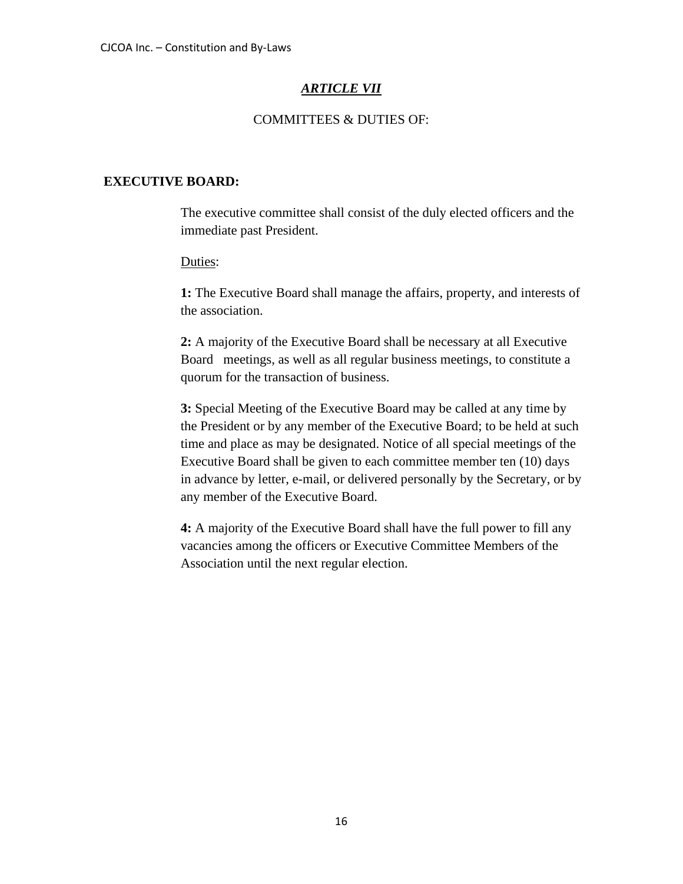## ***ARTICLE VII***

COMMITTEES & DUTIES OF:

**EXECUTIVE BOARD:**

The executive committee shall consist of the duly elected officers and the immediate past President.

Duties:

**1:** The Executive Board shall manage the affairs, property, and interests of the association.

**2:** A majority of the Executive Board shall be necessary at all Executive Board meetings, as well as all regular business meetings, to constitute a quorum for the transaction of business.

**3:** Special Meeting of the Executive Board may be called at any time by the President or by any member of the Executive Board; to be held at such time and place as may be designated. Notice of all special meetings of the Executive Board shall be given to each committee member ten (10) days in advance by letter, e-mail, or delivered personally by the Secretary, or by any member of the Executive Board.

**4:** A majority of the Executive Board shall have the full power to fill any vacancies among the officers or Executive Committee Members of the Association until the next regular election.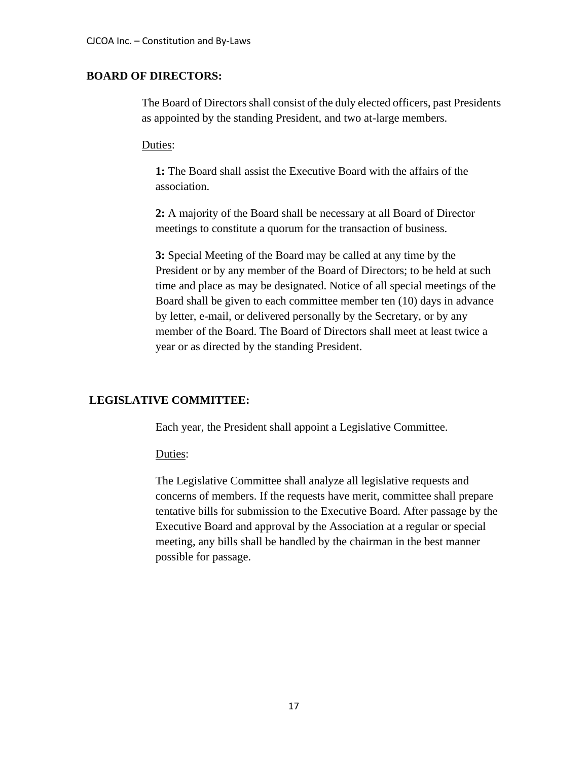## BOARD OF DIRECTORS:

The Board of Directors shall consist of the duly elected officers, past Presidents as appointed by the standing President, and two at-large members.

Duties:

**1:** The Board shall assist the Executive Board with the affairs of the association.

**2:** A majority of the Board shall be necessary at all Board of Director meetings to constitute a quorum for the transaction of business.

**3:** Special Meeting of the Board may be called at any time by the President or by any member of the Board of Directors; to be held at such time and place as may be designated. Notice of all special meetings of the Board shall be given to each committee member ten (10) days in advance by letter, e-mail, or delivered personally by the Secretary, or by any member of the Board. The Board of Directors shall meet at least twice a year or as directed by the standing President.

## LEGISLATIVE COMMITTEE:

Each year, the President shall appoint a Legislative Committee.

Duties:

The Legislative Committee shall analyze all legislative requests and concerns of members. If the requests have merit, committee shall prepare tentative bills for submission to the Executive Board. After passage by the Executive Board and approval by the Association at a regular or special meeting, any bills shall be handled by the chairman in the best manner possible for passage.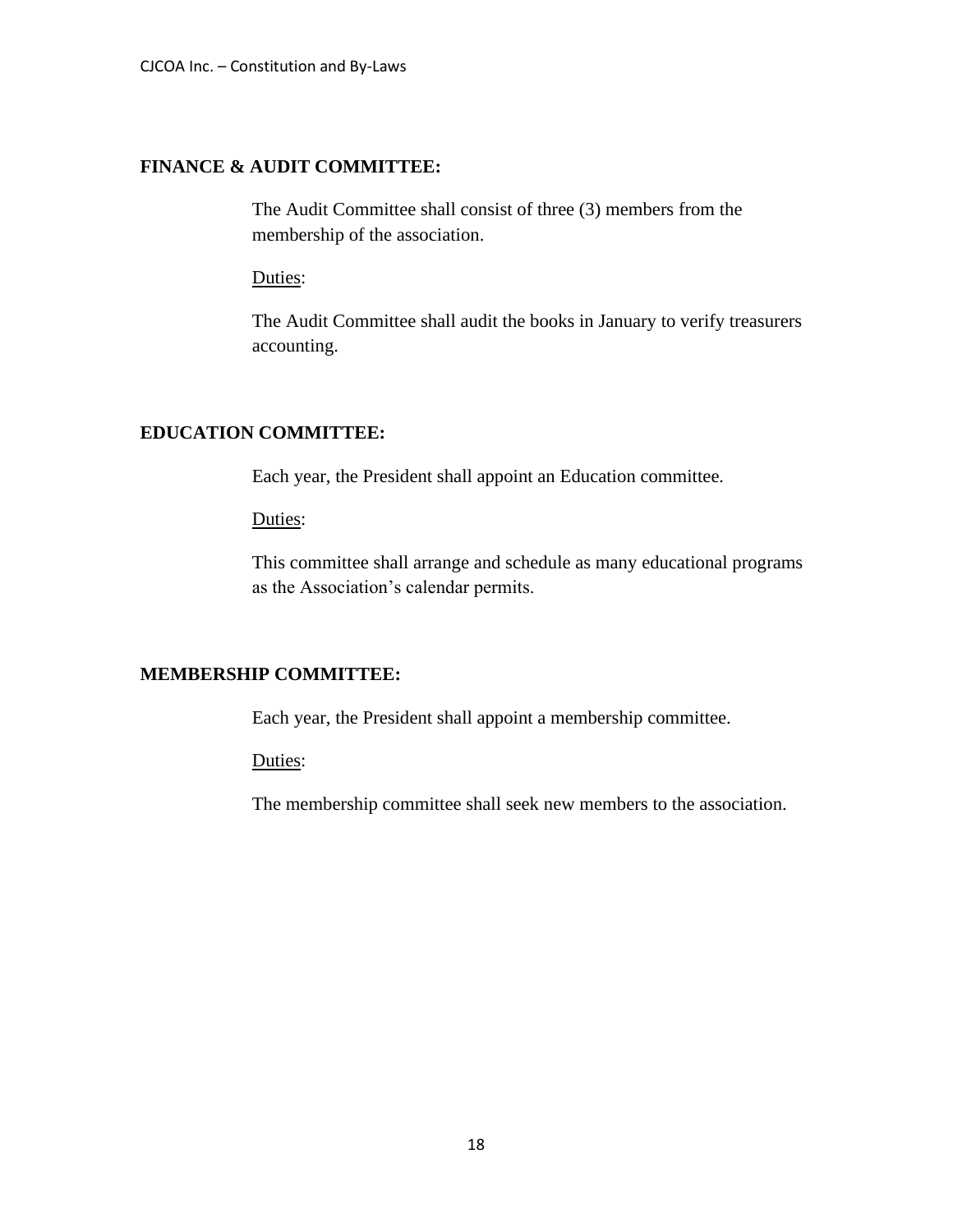**FINANCE & AUDIT COMMITTEE:**

The Audit Committee shall consist of three (3) members from the membership of the association.

Duties:

The Audit Committee shall audit the books in January to verify treasurers accounting.

**EDUCATION COMMITTEE:**

Each year, the President shall appoint an Education committee.

Duties:

This committee shall arrange and schedule as many educational programs as the Association's calendar permits.

**MEMBERSHIP COMMITTEE:**

Each year, the President shall appoint a membership committee.

Duties:

The membership committee shall seek new members to the association.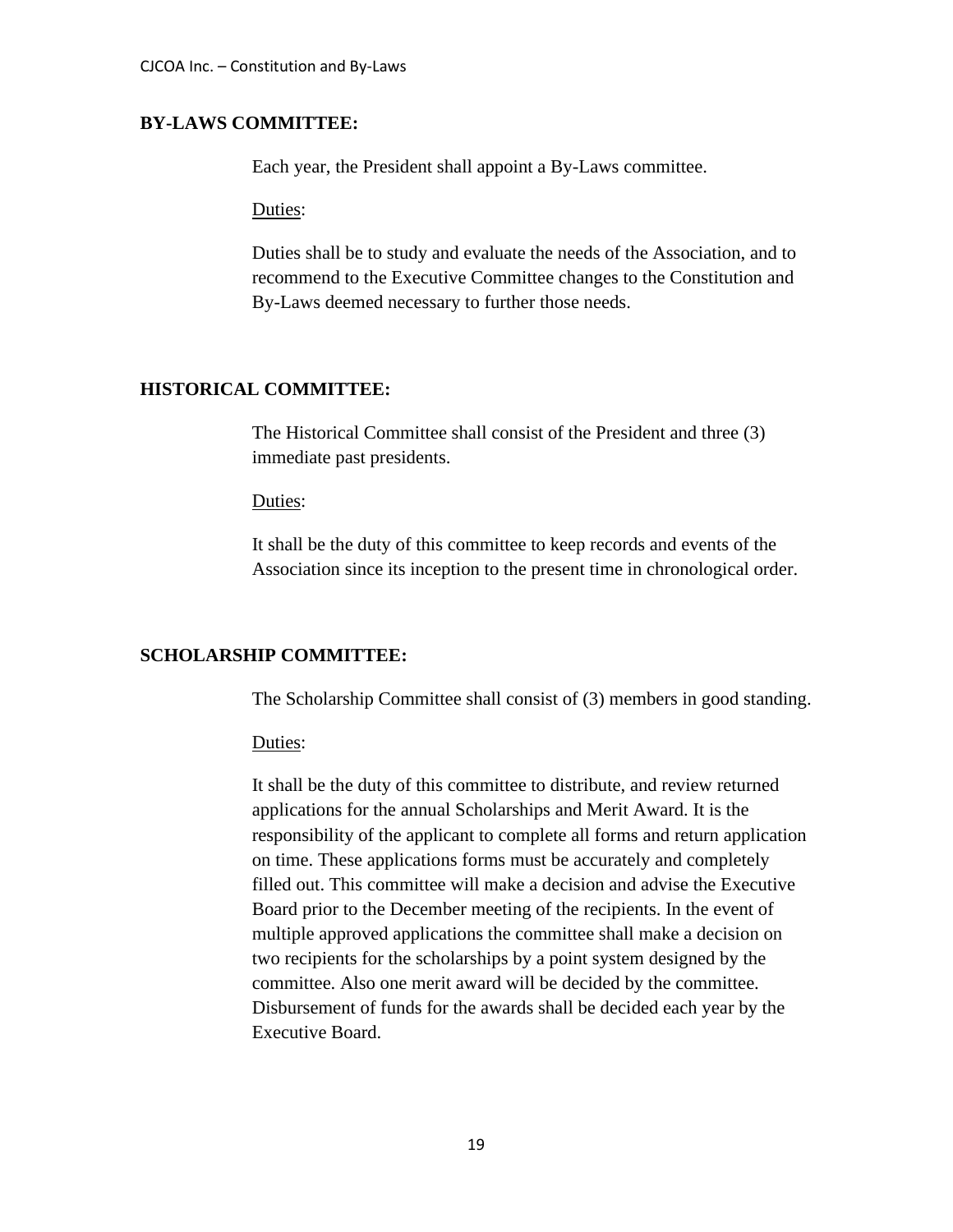**BY-LAWS COMMITTEE:**

Each year, the President shall appoint a By-Laws committee.

Duties:

Duties shall be to study and evaluate the needs of the Association, and to recommend to the Executive Committee changes to the Constitution and By-Laws deemed necessary to further those needs.

**HISTORICAL COMMITTEE:**

The Historical Committee shall consist of the President and three (3) immediate past presidents.

Duties:

It shall be the duty of this committee to keep records and events of the Association since its inception to the present time in chronological order.

**SCHOLARSHIP COMMITTEE:**

The Scholarship Committee shall consist of (3) members in good standing.

Duties:

It shall be the duty of this committee to distribute, and review returned applications for the annual Scholarships and Merit Award. It is the responsibility of the applicant to complete all forms and return application on time. These applications forms must be accurately and completely filled out. This committee will make a decision and advise the Executive Board prior to the December meeting of the recipients. In the event of multiple approved applications the committee shall make a decision on two recipients for the scholarships by a point system designed by the committee. Also one merit award will be decided by the committee. Disbursement of funds for the awards shall be decided each year by the Executive Board.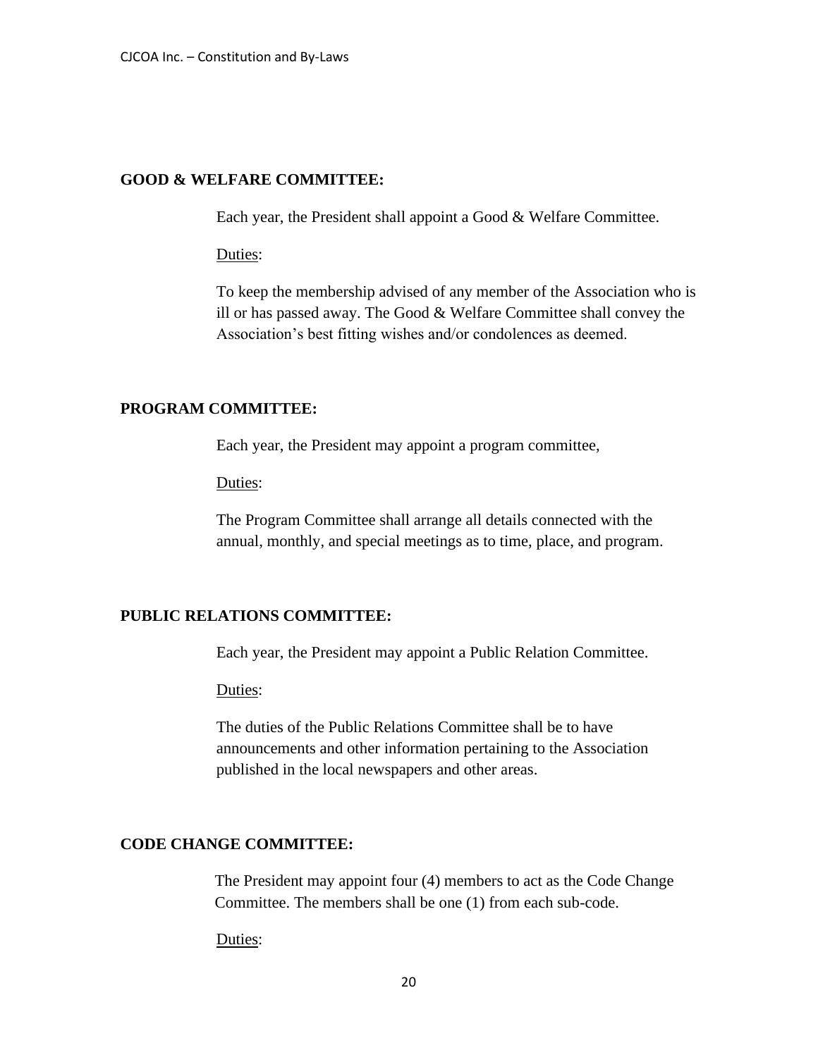**GOOD & WELFARE COMMITTEE:**

Each year, the President shall appoint a Good & Welfare Committee.

Duties:

To keep the membership advised of any member of the Association who is ill or has passed away. The Good & Welfare Committee shall convey the Association's best fitting wishes and/or condolences as deemed.

**PROGRAM COMMITTEE:**

Each year, the President may appoint a program committee,

Duties:

The Program Committee shall arrange all details connected with the annual, monthly, and special meetings as to time, place, and program.

**PUBLIC RELATIONS COMMITTEE:**

Each year, the President may appoint a Public Relation Committee.

Duties:

The duties of the Public Relations Committee shall be to have announcements and other information pertaining to the Association published in the local newspapers and other areas.

**CODE CHANGE COMMITTEE:**

The President may appoint four (4) members to act as the Code Change Committee. The members shall be one (1) from each sub-code.

Duties: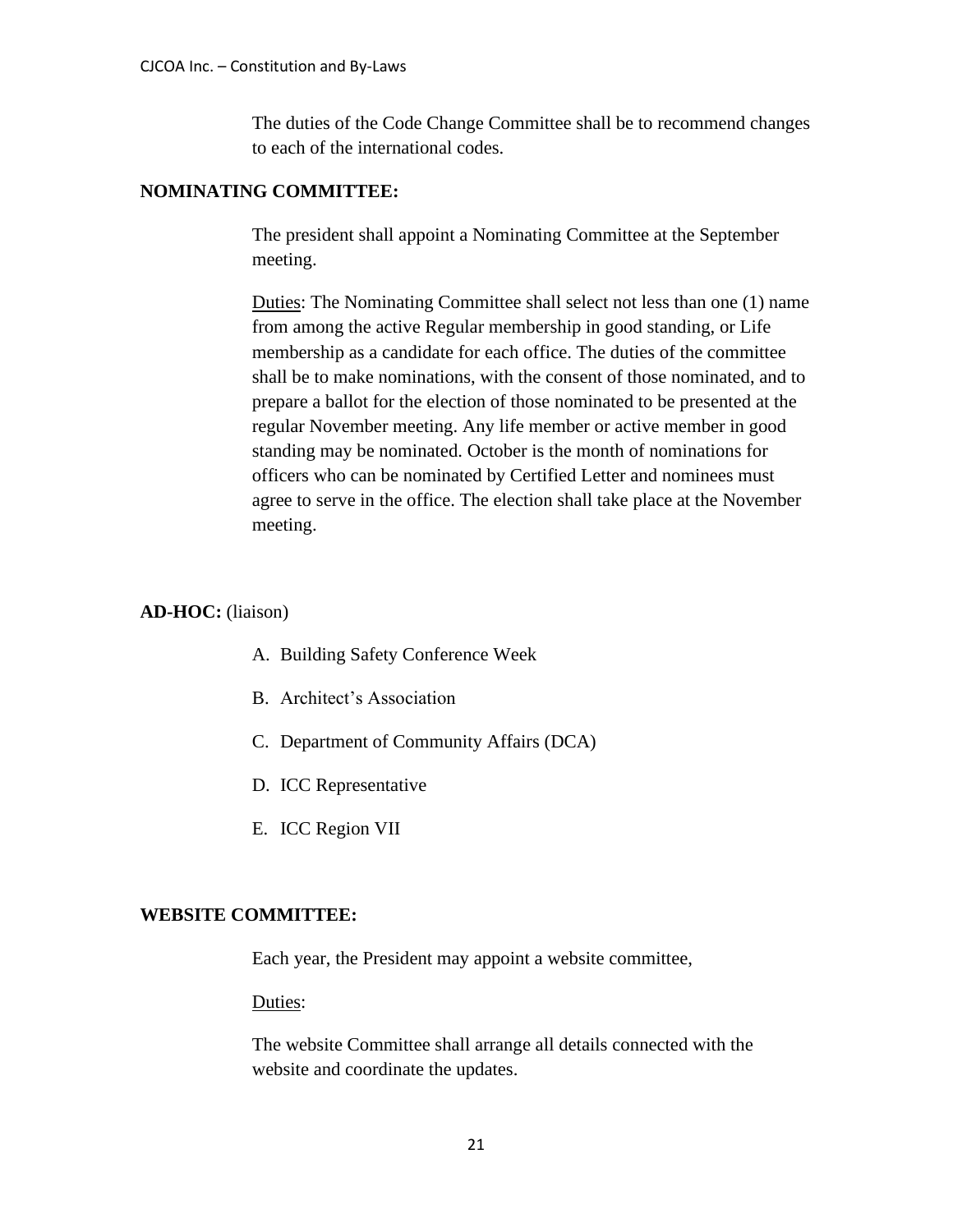The duties of the Code Change Committee shall be to recommend changes to each of the international codes.

**NOMINATING COMMITTEE:**

The president shall appoint a Nominating Committee at the September meeting.

Duties: The Nominating Committee shall select not less than one (1) name from among the active Regular membership in good standing, or Life membership as a candidate for each office. The duties of the committee shall be to make nominations, with the consent of those nominated, and to prepare a ballot for the election of those nominated to be presented at the regular November meeting. Any life member or active member in good standing may be nominated. October is the month of nominations for officers who can be nominated by Certified Letter and nominees must agree to serve in the office. The election shall take place at the November meeting.

**AD-HOC:** (liaison)

A. Building Safety Conference Week

B. Architect's Association

C. Department of Community Affairs (DCA)

D. ICC Representative

E. ICC Region VII

**WEBSITE COMMITTEE:**

Each year, the President may appoint a website committee,

Duties:

The website Committee shall arrange all details connected with the website and coordinate the updates.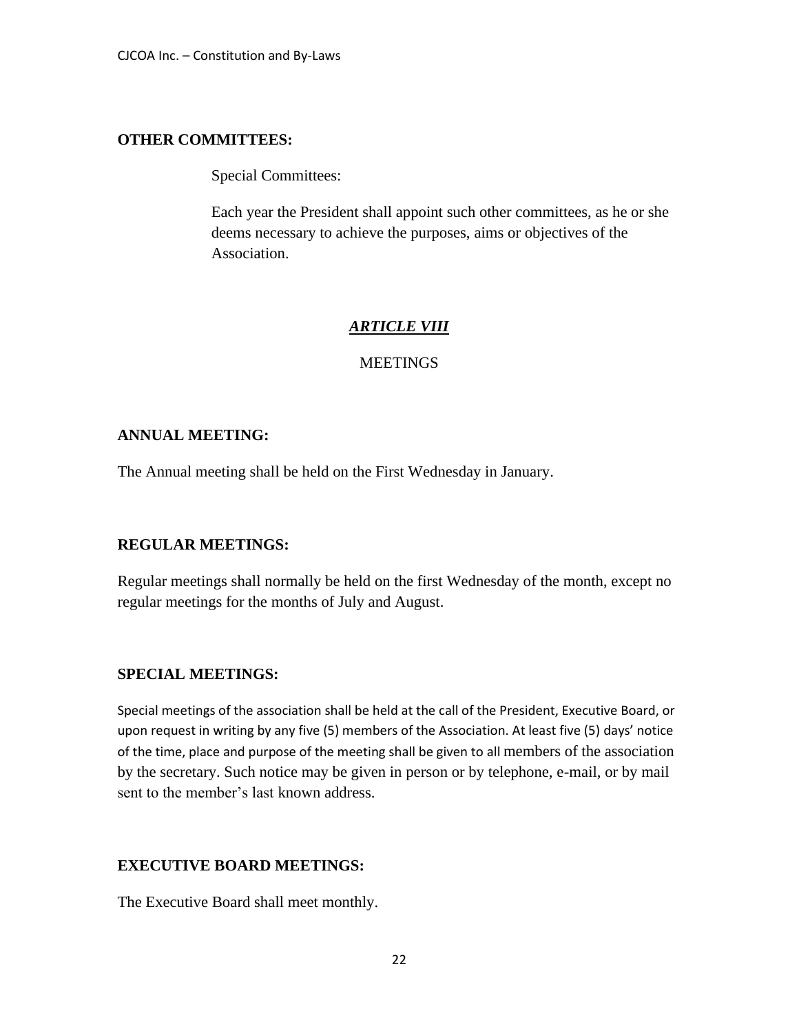**OTHER COMMITTEES:**

Special Committees:

Each year the President shall appoint such other committees, as he or she deems necessary to achieve the purposes, aims or objectives of the Association.

## ***ARTICLE VIII***

MEETINGS

**ANNUAL MEETING:**

The Annual meeting shall be held on the First Wednesday in January.

**REGULAR MEETINGS:**

Regular meetings shall normally be held on the first Wednesday of the month, except no regular meetings for the months of July and August.

**SPECIAL MEETINGS:**

Special meetings of the association shall be held at the call of the President, Executive Board, or upon request in writing by any five (5) members of the Association. At least five (5) days' notice of the time, place and purpose of the meeting shall be given to all members of the association by the secretary. Such notice may be given in person or by telephone, e-mail, or by mail sent to the member's last known address.

**EXECUTIVE BOARD MEETINGS:**

The Executive Board shall meet monthly.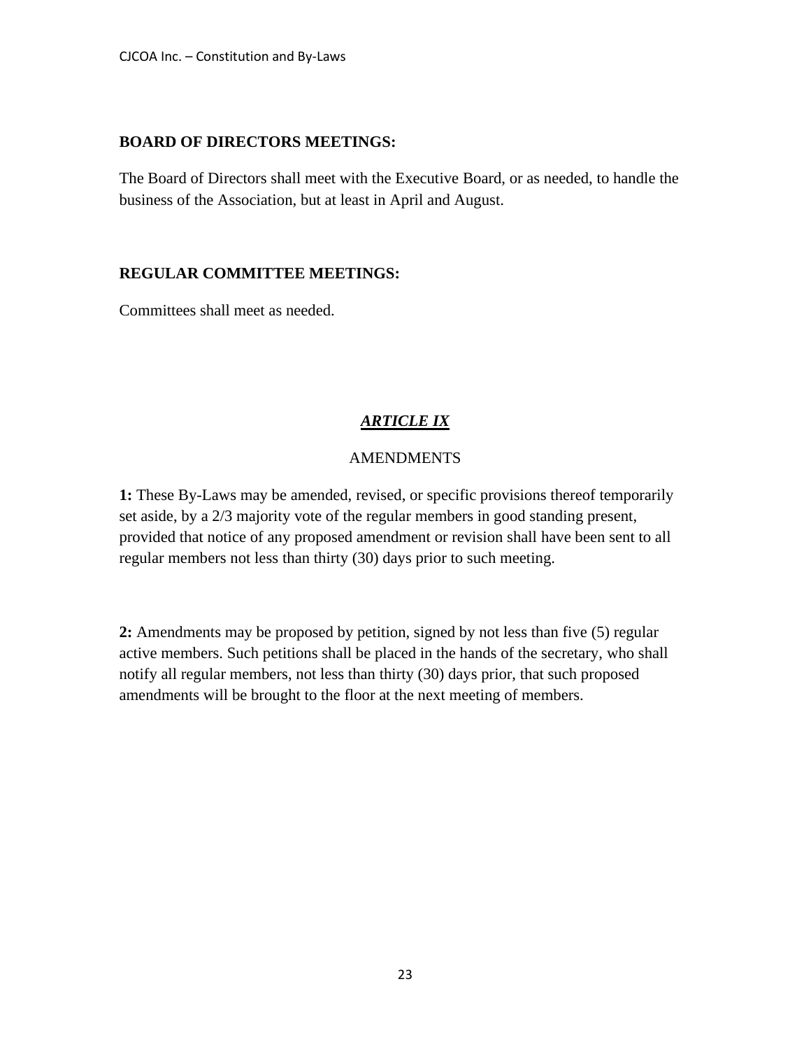**BOARD OF DIRECTORS MEETINGS:**

The Board of Directors shall meet with the Executive Board, or as needed, to handle the business of the Association, but at least in April and August.

**REGULAR COMMITTEE MEETINGS:**

Committees shall meet as needed.

## ***ARTICLE IX***

AMENDMENTS

**1:** These By-Laws may be amended, revised, or specific provisions thereof temporarily set aside, by a 2/3 majority vote of the regular members in good standing present, provided that notice of any proposed amendment or revision shall have been sent to all regular members not less than thirty (30) days prior to such meeting.

**2:** Amendments may be proposed by petition, signed by not less than five (5) regular active members. Such petitions shall be placed in the hands of the secretary, who shall notify all regular members, not less than thirty (30) days prior, that such proposed amendments will be brought to the floor at the next meeting of members.